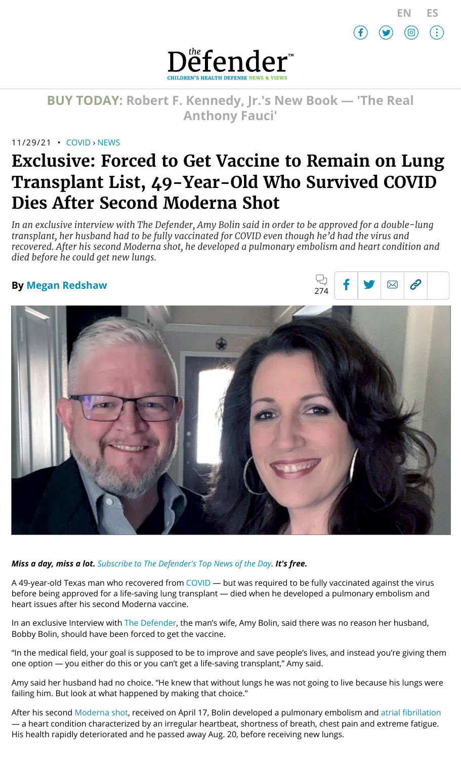EN ES

the Defender™

CHILDREN'S HEALTH DEFENSE NEWS & VIEWS

**BUY TODAY:** Robert F. Kennedy, Jr.'s New Book — 'The Real Anthony Fauci'

11/29/21 • COVID › NEWS

# Exclusive: Forced to Get Vaccine to Remain on Lung Transplant List, 49-Year-Old Who Survived COVID Dies After Second Moderna Shot

*In an exclusive interview with The Defender, Amy Bolin said in order to be approved for a double-lung transplant, her husband had to be fully vaccinated for COVID even though he'd had the virus and recovered. After his second Moderna shot, he developed a pulmonary embolism and heart condition and died before he could get new lungs.*

**By Megan Redshaw**

274

***Miss a day, miss a lot.*** *Subscribe to The Defender's Top News of the Day.* ***It's free.***

A 49-year-old Texas man who recovered from COVID — but was required to be fully vaccinated against the virus before being approved for a life-saving lung transplant — died when he developed a pulmonary embolism and heart issues after his second Moderna vaccine.

In an exclusive Interview with The Defender, the man's wife, Amy Bolin, said there was no reason her husband, Bobby Bolin, should have been forced to get the vaccine.

"In the medical field, your goal is supposed to be to improve and save people's lives, and instead you're giving them one option — you either do this or you can't get a life-saving transplant," Amy said.

Amy said her husband had no choice. "He knew that without lungs he was not going to live because his lungs were failing him. But look at what happened by making that choice."

After his second Moderna shot, received on April 17, Bolin developed a pulmonary embolism and atrial fibrillation — a heart condition characterized by an irregular heartbeat, shortness of breath, chest pain and extreme fatigue. His health rapidly deteriorated and he passed away Aug. 20, before receiving new lungs.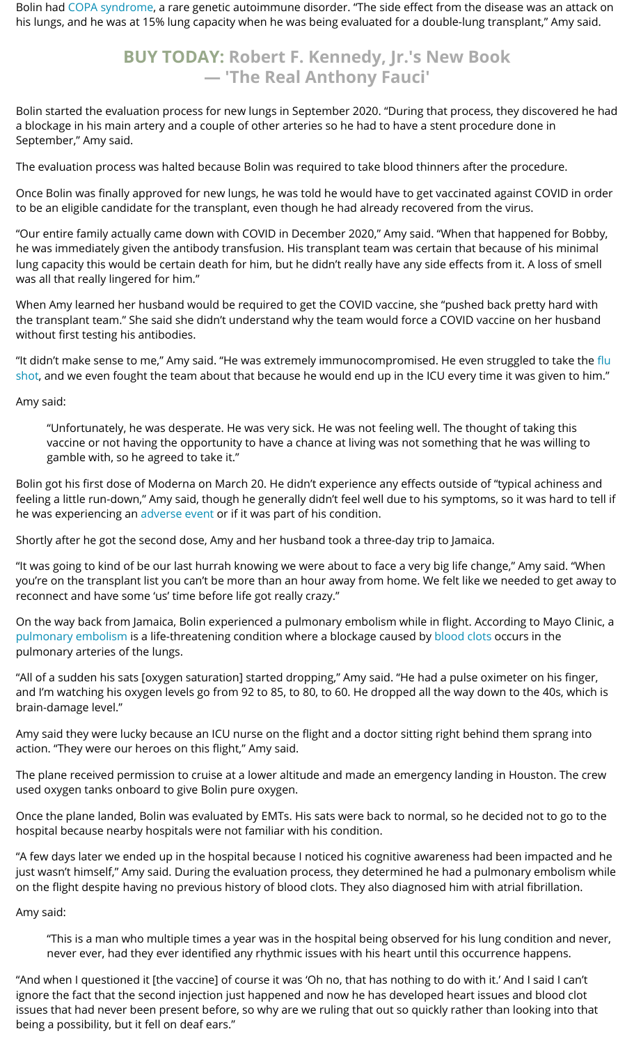Bolin had COPA syndrome, a rare genetic autoimmune disorder. "The side effect from the disease was an attack on his lungs, and he was at 15% lung capacity when he was being evaluated for a double-lung transplant," Amy said.

**BUY TODAY: Robert F. Kennedy, Jr.'s New Book — 'The Real Anthony Fauci'**

Bolin started the evaluation process for new lungs in September 2020. "During that process, they discovered he had a blockage in his main artery and a couple of other arteries so he had to have a stent procedure done in September," Amy said.

The evaluation process was halted because Bolin was required to take blood thinners after the procedure.

Once Bolin was finally approved for new lungs, he was told he would have to get vaccinated against COVID in order to be an eligible candidate for the transplant, even though he had already recovered from the virus.

"Our entire family actually came down with COVID in December 2020," Amy said. "When that happened for Bobby, he was immediately given the antibody transfusion. His transplant team was certain that because of his minimal lung capacity this would be certain death for him, but he didn't really have any side effects from it. A loss of smell was all that really lingered for him."

When Amy learned her husband would be required to get the COVID vaccine, she "pushed back pretty hard with the transplant team." She said she didn't understand why the team would force a COVID vaccine on her husband without first testing his antibodies.

"It didn't make sense to me," Amy said. "He was extremely immunocompromised. He even struggled to take the flu shot, and we even fought the team about that because he would end up in the ICU every time it was given to him."

Amy said:

> "Unfortunately, he was desperate. He was very sick. He was not feeling well. The thought of taking this vaccine or not having the opportunity to have a chance at living was not something that he was willing to gamble with, so he agreed to take it."

Bolin got his first dose of Moderna on March 20. He didn't experience any effects outside of "typical achiness and feeling a little run-down," Amy said, though he generally didn't feel well due to his symptoms, so it was hard to tell if he was experiencing an adverse event or if it was part of his condition.

Shortly after he got the second dose, Amy and her husband took a three-day trip to Jamaica.

"It was going to kind of be our last hurrah knowing we were about to face a very big life change," Amy said. "When you're on the transplant list you can't be more than an hour away from home. We felt like we needed to get away to reconnect and have some 'us' time before life got really crazy."

On the way back from Jamaica, Bolin experienced a pulmonary embolism while in flight. According to Mayo Clinic, a pulmonary embolism is a life-threatening condition where a blockage caused by blood clots occurs in the pulmonary arteries of the lungs.

"All of a sudden his sats [oxygen saturation] started dropping," Amy said. "He had a pulse oximeter on his finger, and I'm watching his oxygen levels go from 92 to 85, to 80, to 60. He dropped all the way down to the 40s, which is brain-damage level."

Amy said they were lucky because an ICU nurse on the flight and a doctor sitting right behind them sprang into action. "They were our heroes on this flight," Amy said.

The plane received permission to cruise at a lower altitude and made an emergency landing in Houston. The crew used oxygen tanks onboard to give Bolin pure oxygen.

Once the plane landed, Bolin was evaluated by EMTs. His sats were back to normal, so he decided not to go to the hospital because nearby hospitals were not familiar with his condition.

"A few days later we ended up in the hospital because I noticed his cognitive awareness had been impacted and he just wasn't himself," Amy said. During the evaluation process, they determined he had a pulmonary embolism while on the flight despite having no previous history of blood clots. They also diagnosed him with atrial fibrillation.

Amy said:

> "This is a man who multiple times a year was in the hospital being observed for his lung condition and never, never ever, had they ever identified any rhythmic issues with his heart until this occurrence happens.

"And when I questioned it [the vaccine] of course it was 'Oh no, that has nothing to do with it.' And I said I can't ignore the fact that the second injection just happened and now he has developed heart issues and blood clot issues that had never been present before, so why are we ruling that out so quickly rather than looking into that being a possibility, but it fell on deaf ears."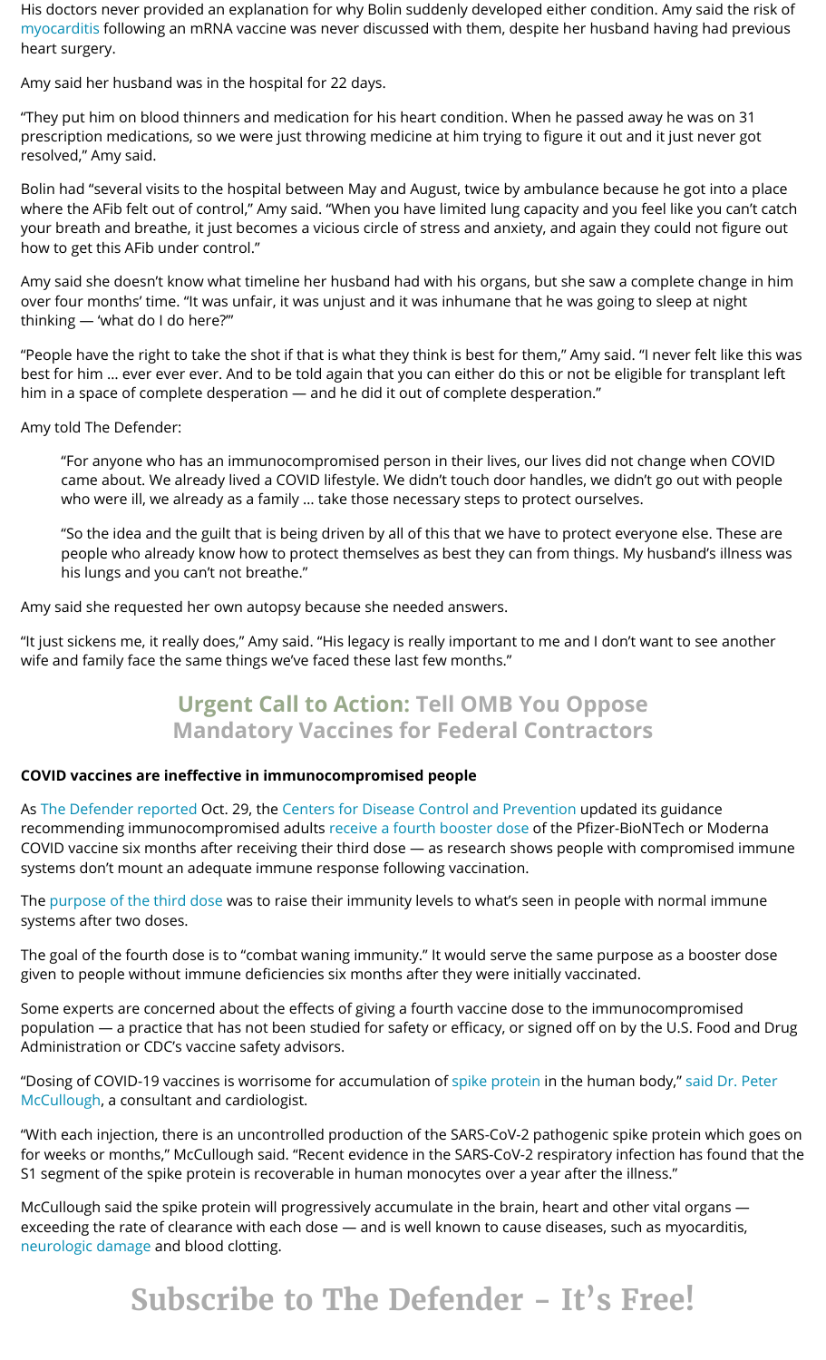His doctors never provided an explanation for why Bolin suddenly developed either condition. Amy said the risk of myocarditis following an mRNA vaccine was never discussed with them, despite her husband having had previous heart surgery.

Amy said her husband was in the hospital for 22 days.

"They put him on blood thinners and medication for his heart condition. When he passed away he was on 31 prescription medications, so we were just throwing medicine at him trying to figure it out and it just never got resolved," Amy said.

Bolin had "several visits to the hospital between May and August, twice by ambulance because he got into a place where the AFib felt out of control," Amy said. "When you have limited lung capacity and you feel like you can't catch your breath and breathe, it just becomes a vicious circle of stress and anxiety, and again they could not figure out how to get this AFib under control."

Amy said she doesn't know what timeline her husband had with his organs, but she saw a complete change in him over four months' time. "It was unfair, it was unjust and it was inhumane that he was going to sleep at night thinking — 'what do I do here?'"

"People have the right to take the shot if that is what they think is best for them," Amy said. "I never felt like this was best for him … ever ever ever. And to be told again that you can either do this or not be eligible for transplant left him in a space of complete desperation — and he did it out of complete desperation."

Amy told The Defender:

> "For anyone who has an immunocompromised person in their lives, our lives did not change when COVID came about. We already lived a COVID lifestyle. We didn't touch door handles, we didn't go out with people who were ill, we already as a family … take those necessary steps to protect ourselves.
>
> "So the idea and the guilt that is being driven by all of this that we have to protect everyone else. These are people who already know how to protect themselves as best they can from things. My husband's illness was his lungs and you can't not breathe."

Amy said she requested her own autopsy because she needed answers.

"It just sickens me, it really does," Amy said. "His legacy is really important to me and I don't want to see another wife and family face the same things we've faced these last few months."

**Urgent Call to Action: Tell OMB You Oppose Mandatory Vaccines for Federal Contractors**

**COVID vaccines are ineffective in immunocompromised people**

As The Defender reported Oct. 29, the Centers for Disease Control and Prevention updated its guidance recommending immunocompromised adults receive a fourth booster dose of the Pfizer-BioNTech or Moderna COVID vaccine six months after receiving their third dose — as research shows people with compromised immune systems don't mount an adequate immune response following vaccination.

The purpose of the third dose was to raise their immunity levels to what's seen in people with normal immune systems after two doses.

The goal of the fourth dose is to "combat waning immunity." It would serve the same purpose as a booster dose given to people without immune deficiencies six months after they were initially vaccinated.

Some experts are concerned about the effects of giving a fourth vaccine dose to the immunocompromised population — a practice that has not been studied for safety or efficacy, or signed off on by the U.S. Food and Drug Administration or CDC's vaccine safety advisors.

"Dosing of COVID-19 vaccines is worrisome for accumulation of spike protein in the human body," said Dr. Peter McCullough, a consultant and cardiologist.

"With each injection, there is an uncontrolled production of the SARS-CoV-2 pathogenic spike protein which goes on for weeks or months," McCullough said. "Recent evidence in the SARS-CoV-2 respiratory infection has found that the S1 segment of the spike protein is recoverable in human monocytes over a year after the illness."

McCullough said the spike protein will progressively accumulate in the brain, heart and other vital organs — exceeding the rate of clearance with each dose — and is well known to cause diseases, such as myocarditis, neurologic damage and blood clotting.

**Subscribe to The Defender – It's Free!**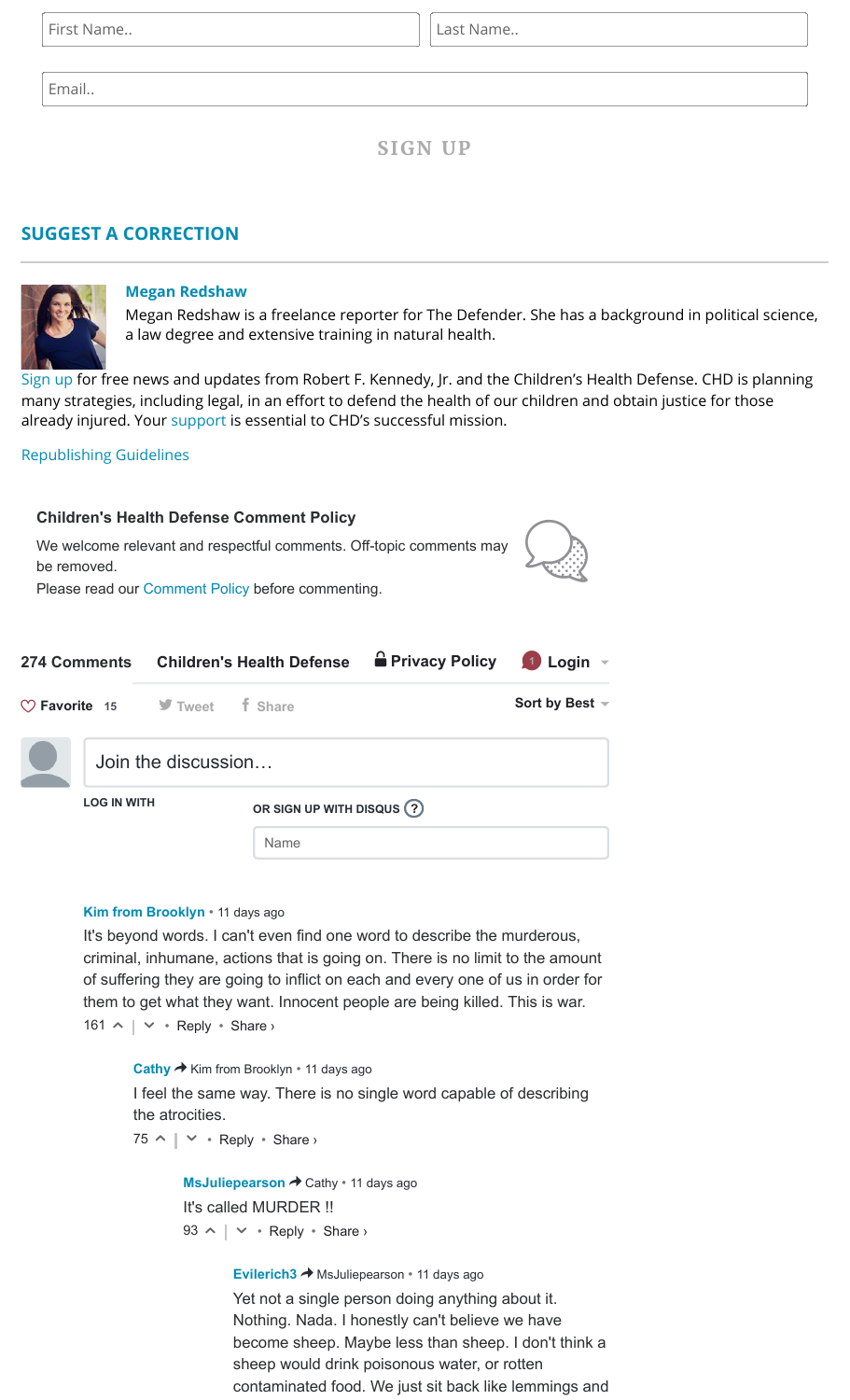First Name.. | Last Name..

Email..

SIGN UP

## SUGGEST A CORRECTION

**Megan Redshaw**

Megan Redshaw is a freelance reporter for The Defender. She has a background in political science, a law degree and extensive training in natural health.

Sign up for free news and updates from Robert F. Kennedy, Jr. and the Children's Health Defense. CHD is planning many strategies, including legal, in an effort to defend the health of our children and obtain justice for those already injured. Your support is essential to CHD's successful mission.

Republishing Guidelines

**Children's Health Defense Comment Policy**

We welcome relevant and respectful comments. Off-topic comments may be removed.
Please read our Comment Policy before commenting.

**274 Comments** | **Children's Health Defense** | **Privacy Policy** | **Login**

Favorite 15 | Tweet | Share | Sort by Best

Join the discussion…

LOG IN WITH | OR SIGN UP WITH DISQUS ?

Name

**Kim from Brooklyn** • 11 days ago

It's beyond words. I can't even find one word to describe the murderous, criminal, inhumane, actions that is going on. There is no limit to the amount of suffering they are going to inflict on each and every one of us in order for them to get what they want. Innocent people are being killed. This is war.

161 ^ | ˅ • Reply • Share ›

**Cathy** → Kim from Brooklyn • 11 days ago

I feel the same way. There is no single word capable of describing the atrocities.

75 ^ | ˅ • Reply • Share ›

**MsJuliepearson** → Cathy • 11 days ago

It's called MURDER !!

93 ^ | ˅ • Reply • Share ›

**Evilerich3** → MsJuliepearson • 11 days ago

Yet not a single person doing anything about it. Nothing. Nada. I honestly can't believe we have become sheep. Maybe less than sheep. I don't think a sheep would drink poisonous water, or rotten contaminated food. We just sit back like lemmings and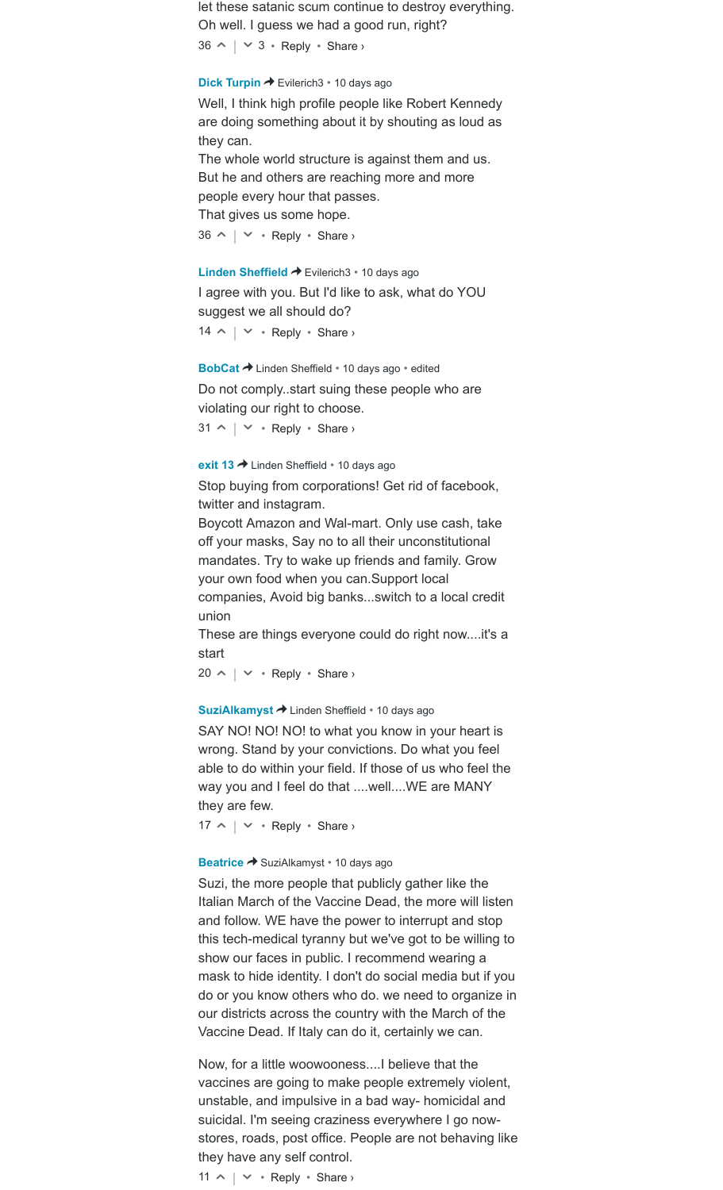let these satanic scum continue to destroy everything. Oh well. I guess we had a good run, right?

36 ^ | ˅ 3 • Reply • Share ›

**Dick Turpin** ➦ Evilerich3 • 10 days ago

Well, I think high profile people like Robert Kennedy are doing something about it by shouting as loud as they can.
The whole world structure is against them and us.
But he and others are reaching more and more people every hour that passes.
That gives us some hope.

36 ^ | ˅ • Reply • Share ›

**Linden Sheffield** ➦ Evilerich3 • 10 days ago

I agree with you. But I'd like to ask, what do YOU suggest we all should do?

14 ^ | ˅ • Reply • Share ›

**BobCat** ➦ Linden Sheffield • 10 days ago • edited

Do not comply..start suing these people who are violating our right to choose.

31 ^ | ˅ • Reply • Share ›

**exit 13** ➦ Linden Sheffield • 10 days ago

Stop buying from corporations! Get rid of facebook, twitter and instagram.
Boycott Amazon and Wal-mart. Only use cash, take off your masks, Say no to all their unconstitutional mandates. Try to wake up friends and family. Grow your own food when you can.Support local companies, Avoid big banks...switch to a local credit union
These are things everyone could do right now....it's a start

20 ^ | ˅ • Reply • Share ›

**SuziAlkamyst** ➦ Linden Sheffield • 10 days ago

SAY NO! NO! NO! to what you know in your heart is wrong. Stand by your convictions. Do what you feel able to do within your field. If those of us who feel the way you and I feel do that ....well....WE are MANY they are few.

17 ^ | ˅ • Reply • Share ›

**Beatrice** ➦ SuziAlkamyst • 10 days ago

Suzi, the more people that publicly gather like the Italian March of the Vaccine Dead, the more will listen and follow. WE have the power to interrupt and stop this tech-medical tyranny but we've got to be willing to show our faces in public. I recommend wearing a mask to hide identity. I don't do social media but if you do or you know others who do. we need to organize in our districts across the country with the March of the Vaccine Dead. If Italy can do it, certainly we can.

Now, for a little woowooneess....I believe that the vaccines are going to make people extremely violent, unstable, and impulsive in a bad way- homicidal and suicidal. I'm seeing craziness everywhere I go now- stores, roads, post office. People are not behaving like they have any self control.

11 ^ | ˅ • Reply • Share ›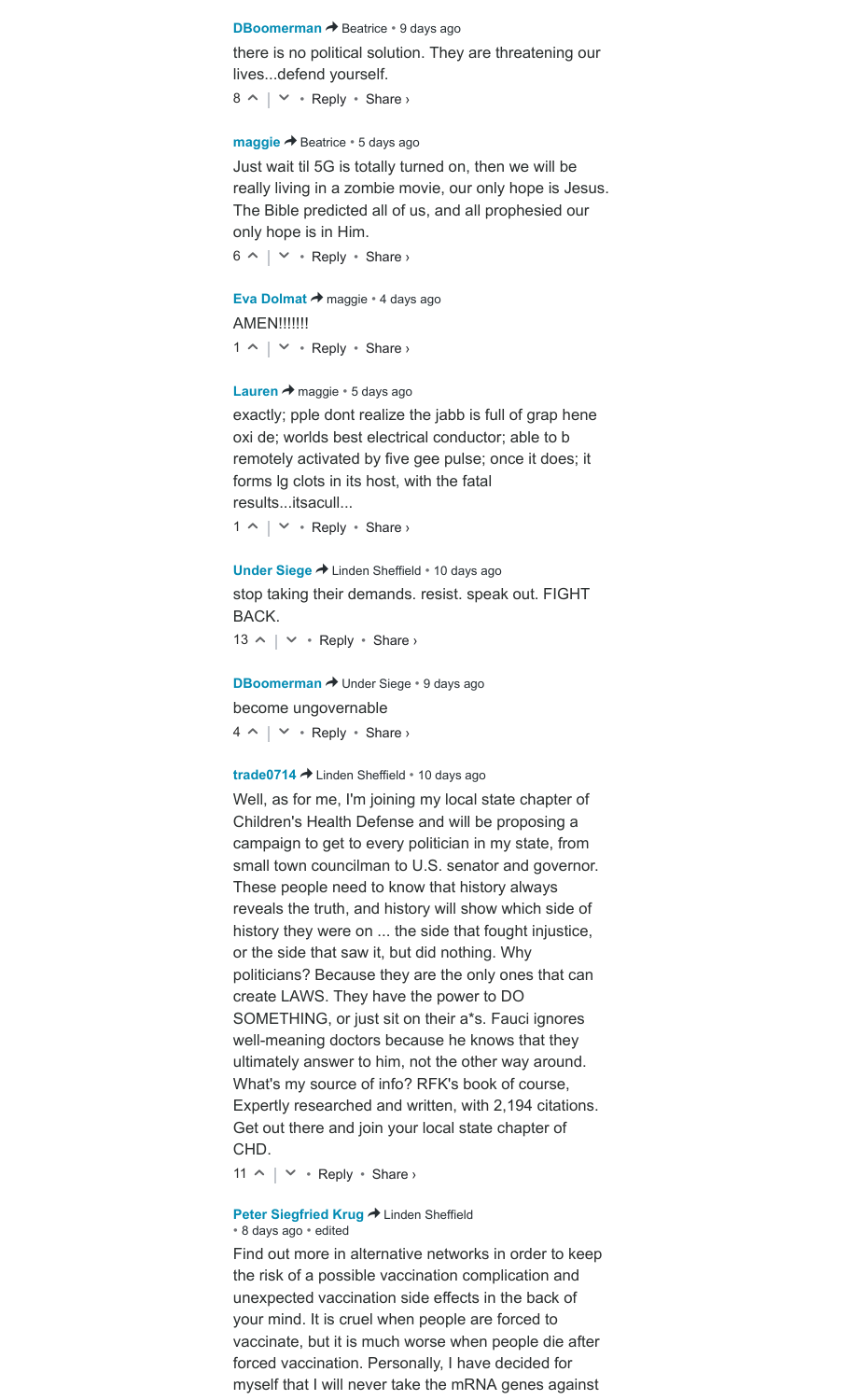**DBoomerman** ➔ Beatrice • 9 days ago

there is no political solution. They are threatening our lives...defend yourself.

8 ^ | ˅ • Reply • Share ›

**maggie** ➔ Beatrice • 5 days ago

Just wait til 5G is totally turned on, then we will be really living in a zombie movie, our only hope is Jesus. The Bible predicted all of us, and all prophesied our only hope is in Him.

6 ^ | ˅ • Reply • Share ›

**Eva Dolmat** ➔ maggie • 4 days ago

AMEN!!!!!!!

1 ^ | ˅ • Reply • Share ›

**Lauren** ➔ maggie • 5 days ago

exactly; pple dont realize the jabb is full of grap hene oxi de; worlds best electrical conductor; able to b remotely activated by five gee pulse; once it does; it forms lg clots in its host, with the fatal results...itsacull...

1 ^ | ˅ • Reply • Share ›

**Under Siege** ➔ Linden Sheffield • 10 days ago

stop taking their demands. resist. speak out. FIGHT BACK.

13 ^ | ˅ • Reply • Share ›

**DBoomerman** ➔ Under Siege • 9 days ago

become ungovernable

4 ^ | ˅ • Reply • Share ›

**trade0714** ➔ Linden Sheffield • 10 days ago

Well, as for me, I'm joining my local state chapter of Children's Health Defense and will be proposing a campaign to get to every politician in my state, from small town councilman to U.S. senator and governor. These people need to know that history always reveals the truth, and history will show which side of history they were on ... the side that fought injustice, or the side that saw it, but did nothing. Why politicians? Because they are the only ones that can create LAWS. They have the power to DO SOMETHING, or just sit on their a*s. Fauci ignores well-meaning doctors because he knows that they ultimately answer to him, not the other way around. What's my source of info? RFK's book of course, Expertly researched and written, with 2,194 citations. Get out there and join your local state chapter of CHD.

11 ^ | ˅ • Reply • Share ›

**Peter Siegfried Krug** ➔ Linden Sheffield • 8 days ago • edited

Find out more in alternative networks in order to keep the risk of a possible vaccination complication and unexpected vaccination side effects in the back of your mind. It is cruel when people are forced to vaccinate, but it is much worse when people die after forced vaccination. Personally, I have decided for myself that I will never take the mRNA genes against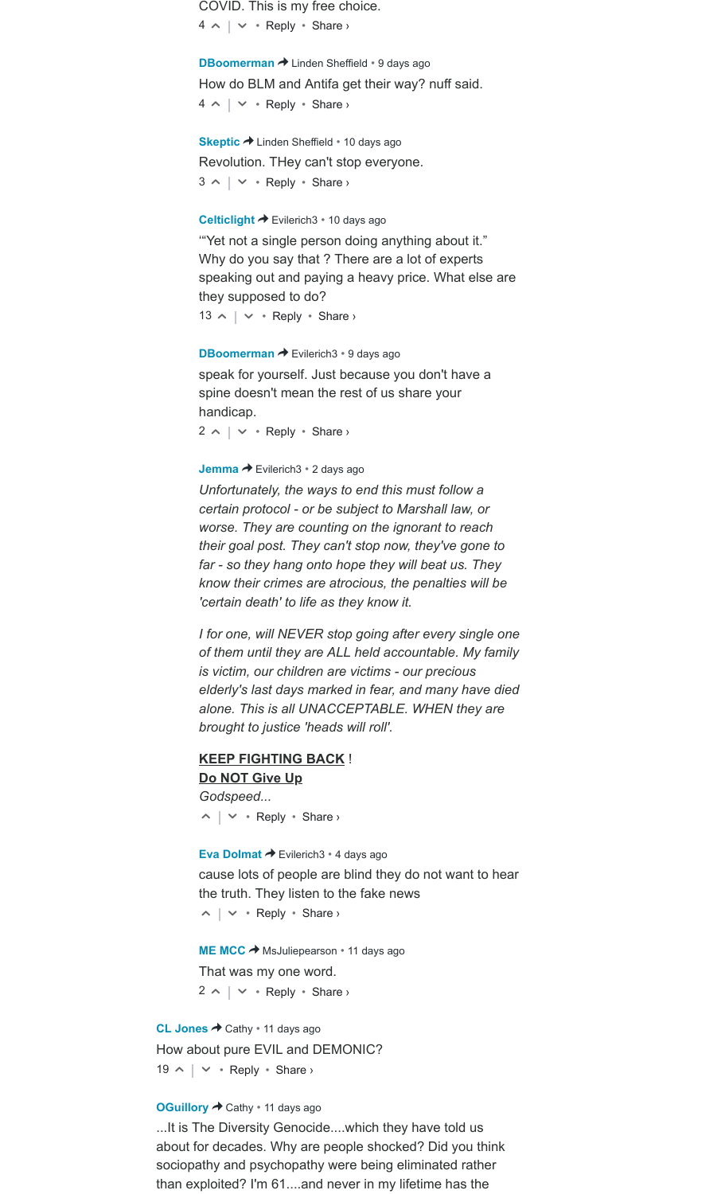COVID. This is my free choice.
4 ^ | ⌄ • Reply • Share ›

**DBoomerman** ➦ Linden Sheffield • 9 days ago

How do BLM and Antifa get their way? nuff said.
4 ^ | ⌄ • Reply • Share ›

**Skeptic** ➦ Linden Sheffield • 10 days ago

Revolution. THey can't stop everyone.
3 ^ | ⌄ • Reply • Share ›

**Celticlight** ➦ Evilerich3 • 10 days ago

"“Yet not a single person doing anything about it.” Why do you say that ? There are a lot of experts speaking out and paying a heavy price. What else are they supposed to do?
13 ^ | ⌄ • Reply • Share ›

**DBoomerman** ➦ Evilerich3 • 9 days ago

speak for yourself. Just because you don't have a spine doesn't mean the rest of us share your handicap.
2 ^ | ⌄ • Reply • Share ›

**Jemma** ➦ Evilerich3 • 2 days ago

*Unfortunately, the ways to end this must follow a certain protocol - or be subject to Marshall law, or worse. They are counting on the ignorant to reach their goal post. They can't stop now, they've gone to far - so they hang onto hope they will beat us. They know their crimes are atrocious, the penalties will be 'certain death' to life as they know it.*

*I for one, will NEVER stop going after every single one of them until they are ALL held accountable. My family is victim, our children are victims - our precious elderly's last days marked in fear, and many have died alone. This is all UNACCEPTABLE. WHEN they are brought to justice 'heads will roll'.*

**KEEP FIGHTING BACK** !
**Do NOT Give Up**
*Godspeed...*
^ | ⌄ • Reply • Share ›

**Eva Dolmat** ➦ Evilerich3 • 4 days ago

cause lots of people are blind they do not want to hear the truth. They listen to the fake news
^ | ⌄ • Reply • Share ›

**ME MCC** ➦ MsJuliepearson • 11 days ago

That was my one word.
2 ^ | ⌄ • Reply • Share ›

**CL Jones** ➦ Cathy • 11 days ago

How about pure EVIL and DEMONIC?
19 ^ | ⌄ • Reply • Share ›

**OGuillory** ➦ Cathy • 11 days ago

...It is The Diversity Genocide....which they have told us about for decades. Why are people shocked? Did you think sociopathy and psychopathy were being eliminated rather than exploited? I'm 61....and never in my lifetime has the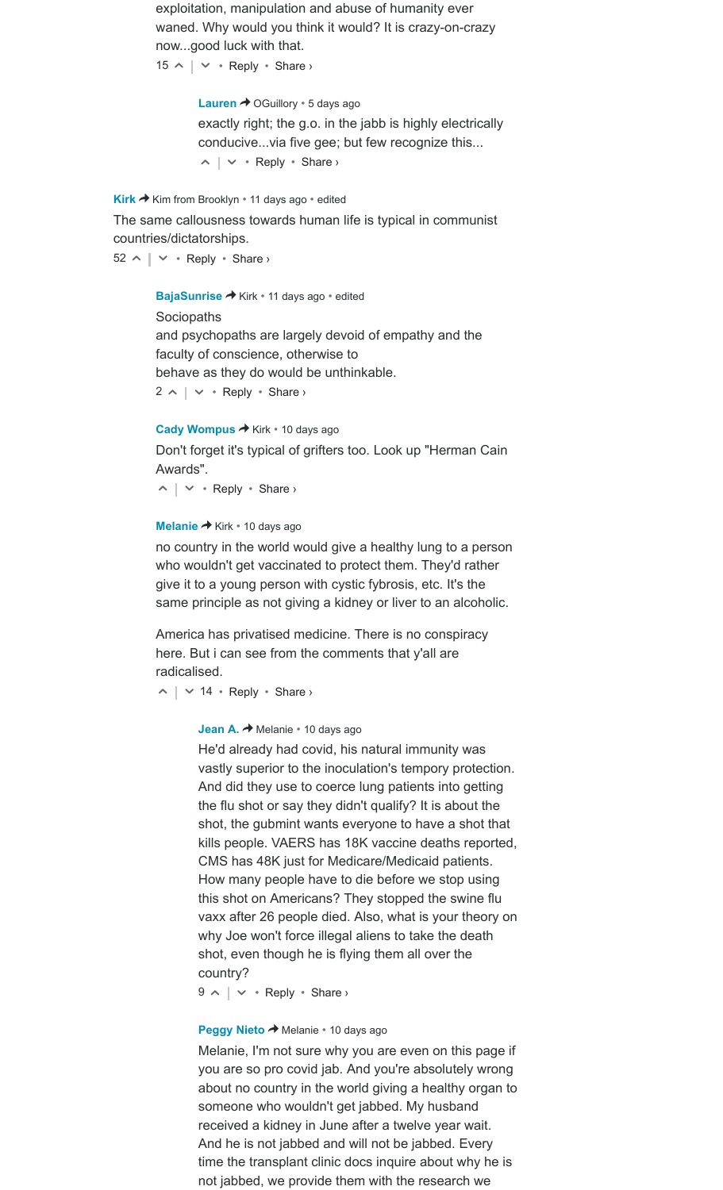exploitation, manipulation and abuse of humanity ever waned. Why would you think it would? It is crazy-on-crazy now...good luck with that.

15 ^ | v • Reply • Share ›

**Lauren** → OGuillory • 5 days ago

exactly right; the g.o. in the jabb is highly electrically conducive...via five gee; but few recognize this...

^ | v • Reply • Share ›

**Kirk** → Kim from Brooklyn • 11 days ago • edited

The same callousness towards human life is typical in communist countries/dictatorships.

52 ^ | v • Reply • Share ›

**BajaSunrise** → Kirk • 11 days ago • edited

Sociopaths
and psychopaths are largely devoid of empathy and the faculty of conscience, otherwise to
behave as they do would be unthinkable.

2 ^ | v • Reply • Share ›

**Cady Wompus** → Kirk • 10 days ago

Don't forget it's typical of grifters too. Look up "Herman Cain Awards".

^ | v • Reply • Share ›

**Melanie** → Kirk • 10 days ago

no country in the world would give a healthy lung to a person who wouldn't get vaccinated to protect them. They'd rather give it to a young person with cystic fybrosis, etc. It's the same principle as not giving a kidney or liver to an alcoholic.

America has privatised medicine. There is no conspiracy here. But i can see from the comments that y'all are radicalised.

^ | v 14 • Reply • Share ›

**Jean A.** → Melanie • 10 days ago

He'd already had covid, his natural immunity was vastly superior to the inoculation's tempory protection. And did they use to coerce lung patients into getting the flu shot or say they didn't qualify? It is about the shot, the gubmint wants everyone to have a shot that kills people. VAERS has 18K vaccine deaths reported, CMS has 48K just for Medicare/Medicaid patients. How many people have to die before we stop using this shot on Americans? They stopped the swine flu vaxx after 26 people died. Also, what is your theory on why Joe won't force illegal aliens to take the death shot, even though he is flying them all over the country?

9 ^ | v • Reply • Share ›

**Peggy Nieto** → Melanie • 10 days ago

Melanie, I'm not sure why you are even on this page if you are so pro covid jab. And you're absolutely wrong about no country in the world giving a healthy organ to someone who wouldn't get jabbed. My husband received a kidney in June after a twelve year wait. And he is not jabbed and will not be jabbed. Every time the transplant clinic docs inquire about why he is not jabbed, we provide them with the research we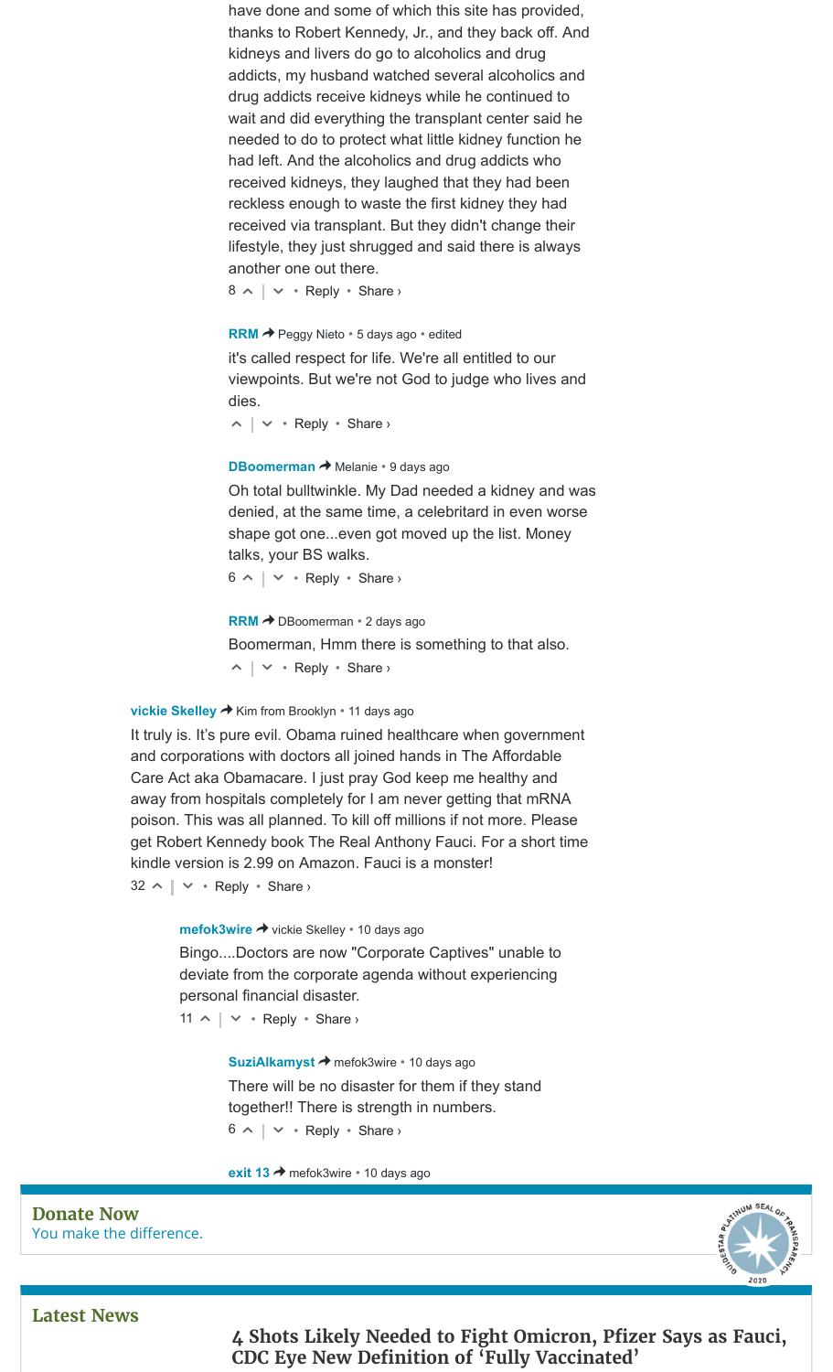have done and some of which this site has provided, thanks to Robert Kennedy, Jr., and they back off. And kidneys and livers do go to alcoholics and drug addicts, my husband watched several alcoholics and drug addicts receive kidneys while he continued to wait and did everything the transplant center said he needed to do to protect what little kidney function he had left. And the alcoholics and drug addicts who received kidneys, they laughed that they had been reckless enough to waste the first kidney they had received via transplant. But they didn't change their lifestyle, they just shrugged and said there is always another one out there.

8 ^ | v • Reply • Share ›

**RRM** → Peggy Nieto • 5 days ago • edited

it's called respect for life. We're all entitled to our viewpoints. But we're not God to judge who lives and dies.

^ | v • Reply • Share ›

**DBoomerman** → Melanie • 9 days ago

Oh total bulltwinkle. My Dad needed a kidney and was denied, at the same time, a celebritard in even worse shape got one...even got moved up the list. Money talks, your BS walks.

6 ^ | v • Reply • Share ›

**RRM** → DBoomerman • 2 days ago

Boomerman, Hmm there is something to that also.

^ | v • Reply • Share ›

**vickie Skelley** → Kim from Brooklyn • 11 days ago

It truly is. It's pure evil. Obama ruined healthcare when government and corporations with doctors all joined hands in The Affordable Care Act aka Obamacare. I just pray God keep me healthy and away from hospitals completely for I am never getting that mRNA poison. This was all planned. To kill off millions if not more. Please get Robert Kennedy book The Real Anthony Fauci. For a short time kindle version is 2.99 on Amazon. Fauci is a monster!

32 ^ | v • Reply • Share ›

**mefok3wire** → vickie Skelley • 10 days ago

Bingo....Doctors are now "Corporate Captives" unable to deviate from the corporate agenda without experiencing personal financial disaster.

11 ^ | v • Reply • Share ›

**SuziAlkamyst** → mefok3wire • 10 days ago

There will be no disaster for them if they stand together!! There is strength in numbers.

6 ^ | v • Reply • Share ›

**exit 13** → mefok3wire • 10 days ago

## Donate Now

You make the difference.

## Latest News

### 4 Shots Likely Needed to Fight Omicron, Pfizer Says as Fauci, CDC Eye New Definition of 'Fully Vaccinated'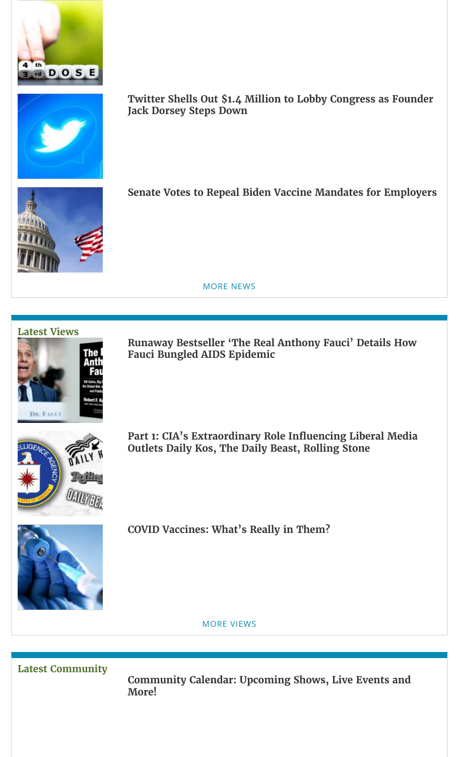**Twitter Shells Out $1.4 Million to Lobby Congress as Founder Jack Dorsey Steps Down**

**Senate Votes to Repeal Biden Vaccine Mandates for Employers**

MORE NEWS

## Latest Views

**Runaway Bestseller 'The Real Anthony Fauci' Details How Fauci Bungled AIDS Epidemic**

**Part 1: CIA's Extraordinary Role Influencing Liberal Media Outlets Daily Kos, The Daily Beast, Rolling Stone**

**COVID Vaccines: What's Really in Them?**

MORE VIEWS

## Latest Community

**Community Calendar: Upcoming Shows, Live Events and More!**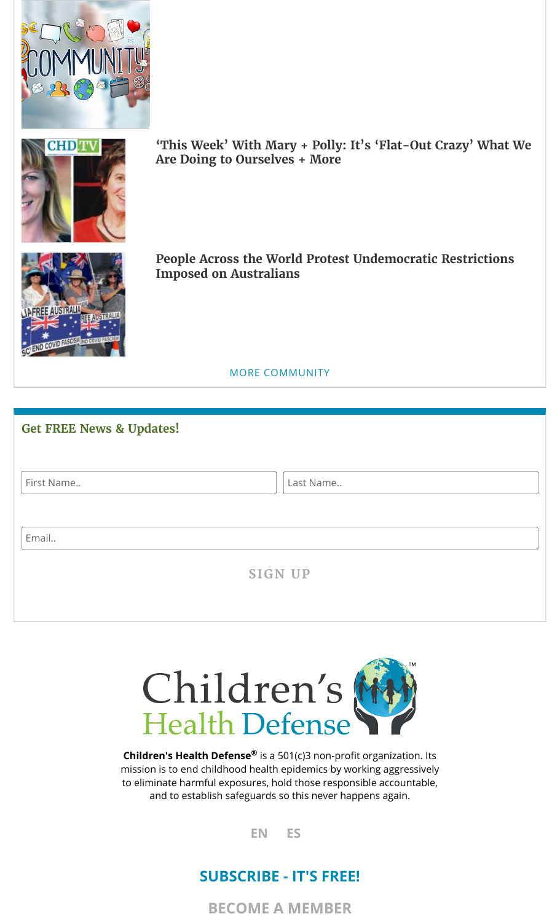'This Week' With Mary + Polly: It's 'Flat-Out Crazy' What We Are Doing to Ourselves + More

People Across the World Protest Undemocratic Restrictions Imposed on Australians

MORE COMMUNITY

## Get FREE News & Updates!

First Name..

Last Name..

Email..

SIGN UP

**Children's Health Defense®** is a 501(c)3 non-profit organization. Its mission is to end childhood health epidemics by working aggressively to eliminate harmful exposures, hold those responsible accountable, and to establish safeguards so this never happens again.

EN ES

**SUBSCRIBE - IT'S FREE!**

**BECOME A MEMBER**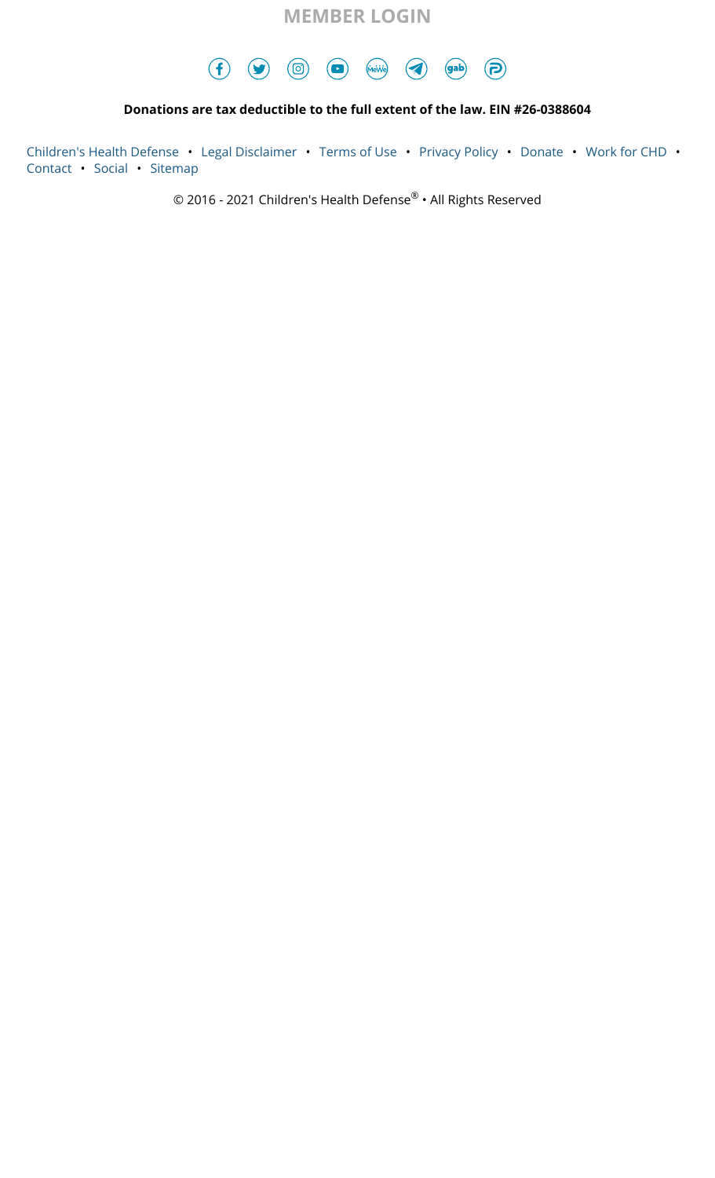## MEMBER LOGIN

**Donations are tax deductible to the full extent of the law. EIN #26-0388604**

Children's Health Defense • Legal Disclaimer • Terms of Use • Privacy Policy • Donate • Work for CHD • Contact • Social • Sitemap

© 2016 - 2021 Children's Health Defense® • All Rights Reserved